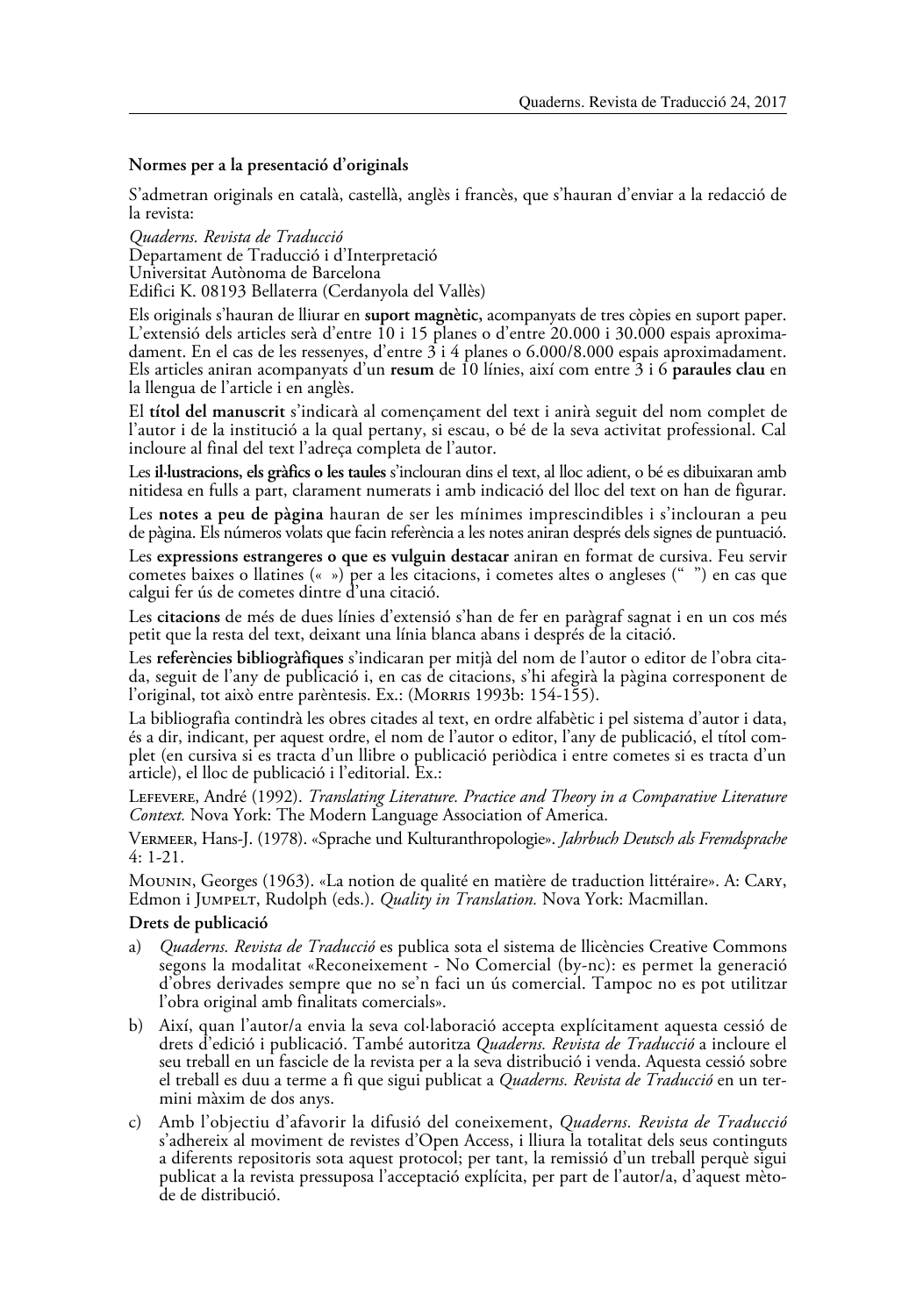## Normes per a la presentació d'originals

S'admetran originals en català, castellà, anglès i francès, que s'hauran d'enviar a la redacció de la revista:

*Quaderns. Revista de Traducció*
Departament de Traducció i d'Interpretació
Universitat Autònoma de Barcelona
Edifici K. 08193 Bellaterra (Cerdanyola del Vallès)

Els originals s'hauran de lliurar en **suport magnètic,** acompanyats de tres còpies en suport paper. L'extensió dels articles serà d'entre 10 i 15 planes o d'entre 20.000 i 30.000 espais aproximadament. En el cas de les ressenyes, d'entre 3 i 4 planes o 6.000/8.000 espais aproximadament. Els articles aniran acompanyats d'un **resum** de 10 línies, així com entre 3 i 6 **paraules clau** en la llengua de l'article i en anglès.

El **títol del manuscrit** s'indicarà al començament del text i anirà seguit del nom complet de l'autor i de la institució a la qual pertany, si escau, o bé de la seva activitat professional. Cal incloure al final del text l'adreça completa de l'autor.

Les **il·lustracions, els gràfics o les taules** s'inclouran dins el text, al lloc adient, o bé es dibuixaran amb nitidesa en fulls a part, clarament numerats i amb indicació del lloc del text on han de figurar.

Les **notes a peu de pàgina** hauran de ser les mínimes imprescindibles i s'inclouran a peu de pàgina. Els números volats que facin referència a les notes aniran després dels signes de puntuació.

Les **expressions estrangeres o que es vulguin destacar** aniran en format de cursiva. Feu servir cometes baixes o llatines (« ») per a les citacions, i cometes altes o angleses (" ") en cas que calgui fer ús de cometes dintre d'una citació.

Les **citacions** de més de dues línies d'extensió s'han de fer en paràgraf sagnat i en un cos més petit que la resta del text, deixant una línia blanca abans i després de la citació.

Les **referències bibliogràfiques** s'indicaran per mitjà del nom de l'autor o editor de l'obra citada, seguit de l'any de publicació i, en cas de citacions, s'hi afegirà la pàgina corresponent de l'original, tot això entre parèntesis. Ex.: (Morris 1993b: 154-155).

La bibliografia contindrà les obres citades al text, en ordre alfabètic i pel sistema d'autor i data, és a dir, indicant, per aquest ordre, el nom de l'autor o editor, l'any de publicació, el títol complet (en cursiva si es tracta d'un llibre o publicació periòdica i entre cometes si es tracta d'un article), el lloc de publicació i l'editorial. Ex.:

Lefevere, André (1992). *Translating Literature. Practice and Theory in a Comparative Literature Context.* Nova York: The Modern Language Association of America.

Vermeer, Hans-J. (1978). «Sprache und Kulturanthropologie». *Jahrbuch Deutsch als Fremdsprache* 4: 1-21.

Mounin, Georges (1963). «La notion de qualité en matière de traduction littéraire». A: Cary, Edmon i Jumpelt, Rudolph (eds.). *Quality in Translation.* Nova York: Macmillan.

### Drets de publicació

a) *Quaderns. Revista de Traducció* es publica sota el sistema de llicències Creative Commons segons la modalitat «Reconeixement - No Comercial (by-nc): es permet la generació d'obres derivades sempre que no se'n faci un ús comercial. Tampoc no es pot utilitzar l'obra original amb finalitats comercials».

b) Així, quan l'autor/a envia la seva col·laboració accepta explícitament aquesta cessió de drets d'edició i publicació. També autoritza *Quaderns. Revista de Traducció* a incloure el seu treball en un fascicle de la revista per a la seva distribució i venda. Aquesta cessió sobre el treball es duu a terme a fi que sigui publicat a *Quaderns. Revista de Traducció* en un termini màxim de dos anys.

c) Amb l'objectiu d'afavorir la difusió del coneixement, *Quaderns. Revista de Traducció* s'adhereix al moviment de revistes d'Open Access, i lliura la totalitat dels seus continguts a diferents repositoris sota aquest protocol; per tant, la remissió d'un treball perquè sigui publicat a la revista pressuposa l'acceptació explícita, per part de l'autor/a, d'aquest mètode de distribució.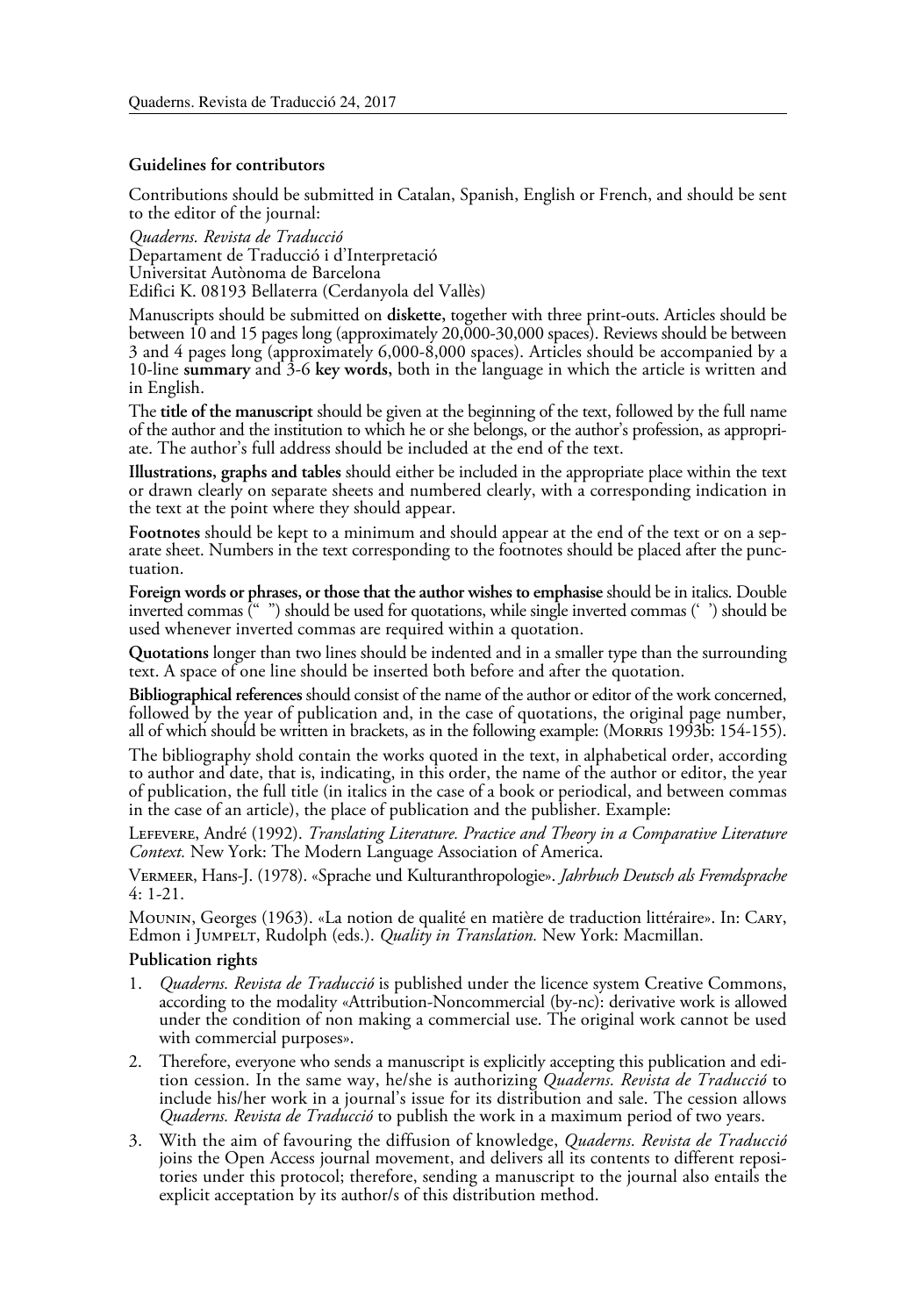## Guidelines for contributors

Contributions should be submitted in Catalan, Spanish, English or French, and should be sent to the editor of the journal:

*Quaderns. Revista de Traducció*  
Departament de Traducció i d'Interpretació  
Universitat Autònoma de Barcelona  
Edifici K. 08193 Bellaterra (Cerdanyola del Vallès)

Manuscripts should be submitted on **diskette,** together with three print-outs. Articles should be between 10 and 15 pages long (approximately 20,000-30,000 spaces). Reviews should be between 3 and 4 pages long (approximately 6,000-8,000 spaces). Articles should be accompanied by a 10-line **summary** and 3-6 **key words,** both in the language in which the article is written and in English.

The **title of the manuscript** should be given at the beginning of the text, followed by the full name of the author and the institution to which he or she belongs, or the author's profession, as appropriate. The author's full address should be included at the end of the text.

**Illustrations, graphs and tables** should either be included in the appropriate place within the text or drawn clearly on separate sheets and numbered clearly, with a corresponding indication in the text at the point where they should appear.

**Footnotes** should be kept to a minimum and should appear at the end of the text or on a separate sheet. Numbers in the text corresponding to the footnotes should be placed after the punctuation.

**Foreign words or phrases, or those that the author wishes to emphasise** should be in italics. Double inverted commas (" ") should be used for quotations, while single inverted commas (' ') should be used whenever inverted commas are required within a quotation.

**Quotations** longer than two lines should be indented and in a smaller type than the surrounding text. A space of one line should be inserted both before and after the quotation.

**Bibliographical references** should consist of the name of the author or editor of the work concerned, followed by the year of publication and, in the case of quotations, the original page number, all of which should be written in brackets, as in the following example: (Morris 1993b: 154-155).

The bibliography shold contain the works quoted in the text, in alphabetical order, according to author and date, that is, indicating, in this order, the name of the author or editor, the year of publication, the full title (in italics in the case of a book or periodical, and between commas in the case of an article), the place of publication and the publisher. Example:

Lefevere, André (1992). *Translating Literature. Practice and Theory in a Comparative Literature Context.* New York: The Modern Language Association of America.

Vermeer, Hans-J. (1978). «Sprache und Kulturanthropologie». *Jahrbuch Deutsch als Fremdsprache* 4: 1-21.

Mounin, Georges (1963). «La notion de qualité en matière de traduction littéraire». In: Cary, Edmon i Jumpelt, Rudolph (eds.). *Quality in Translation.* New York: Macmillan.

## Publication rights

1. *Quaderns. Revista de Traducció* is published under the licence system Creative Commons, according to the modality «Attribution-Noncommercial (by-nc): derivative work is allowed under the condition of non making a commercial use. The original work cannot be used with commercial purposes».
2. Therefore, everyone who sends a manuscript is explicitly accepting this publication and edition cession. In the same way, he/she is authorizing *Quaderns. Revista de Traducció* to include his/her work in a journal's issue for its distribution and sale. The cession allows *Quaderns. Revista de Traducció* to publish the work in a maximum period of two years.
3. With the aim of favouring the diffusion of knowledge, *Quaderns. Revista de Traducció* joins the Open Access journal movement, and delivers all its contents to different repositories under this protocol; therefore, sending a manuscript to the journal also entails the explicit acceptation by its author/s of this distribution method.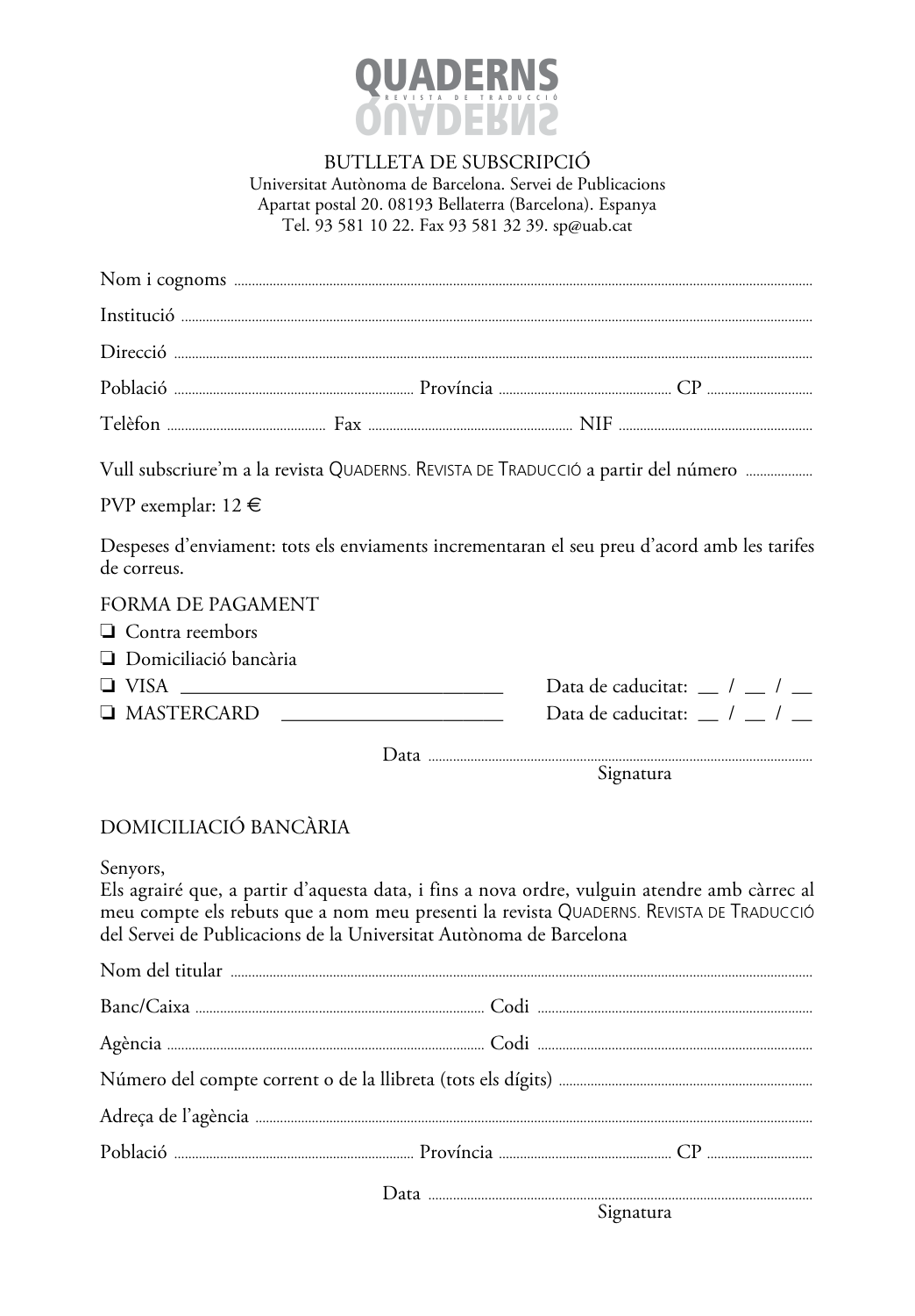# QUADERNS

REVISTA DE TRADUCCIÓ

BUTLLETA DE SUBSCRIPCIÓ

Universitat Autònoma de Barcelona. Servei de Publicacions
Apartat postal 20. 08193 Bellaterra (Barcelona). Espanya
Tel. 93 581 10 22. Fax 93 581 32 39. sp@uab.cat

Nom i cognoms ..........................................................................................................

Institució ..........................................................................................................

Direcció ..........................................................................................................

Població .................................... Província .................................... CP ....................

Telèfon .................................... Fax .................................... NIF ....................

Vull subscriure'm a la revista QUADERNS. REVISTA DE TRADUCCIÓ a partir del número ..................

PVP exemplar: 12 €

Despeses d'enviament: tots els enviaments incrementaran el seu preu d'acord amb les tarifes de correus.

FORMA DE PAGAMENT

- ❏ Contra reembors
- ❏ Domiciliació bancària
- ❏ VISA ________________________________ Data de caducitat: __ / __ / __
- ❏ MASTERCARD ______________________ Data de caducitat: __ / __ / __

Data ..........................................................................................................

Signatura

DOMICILIACIÓ BANCÀRIA

Senyors,
Els agrairé que, a partir d'aquesta data, i fins a nova ordre, vulguin atendre amb càrrec al meu compte els rebuts que a nom meu presenti la revista QUADERNS. REVISTA DE TRADUCCIÓ del Servei de Publicacions de la Universitat Autònoma de Barcelona

Nom del titular ..........................................................................................................

Banc/Caixa .................................................... Codi ....................................................

Agència .................................................... Codi ....................................................

Número del compte corrent o de la llibreta (tots els dígits) ....................................................

Adreça de l'agència ..........................................................................................................

Població .................................... Província .................................... CP ....................

Data ..........................................................................................................

Signatura